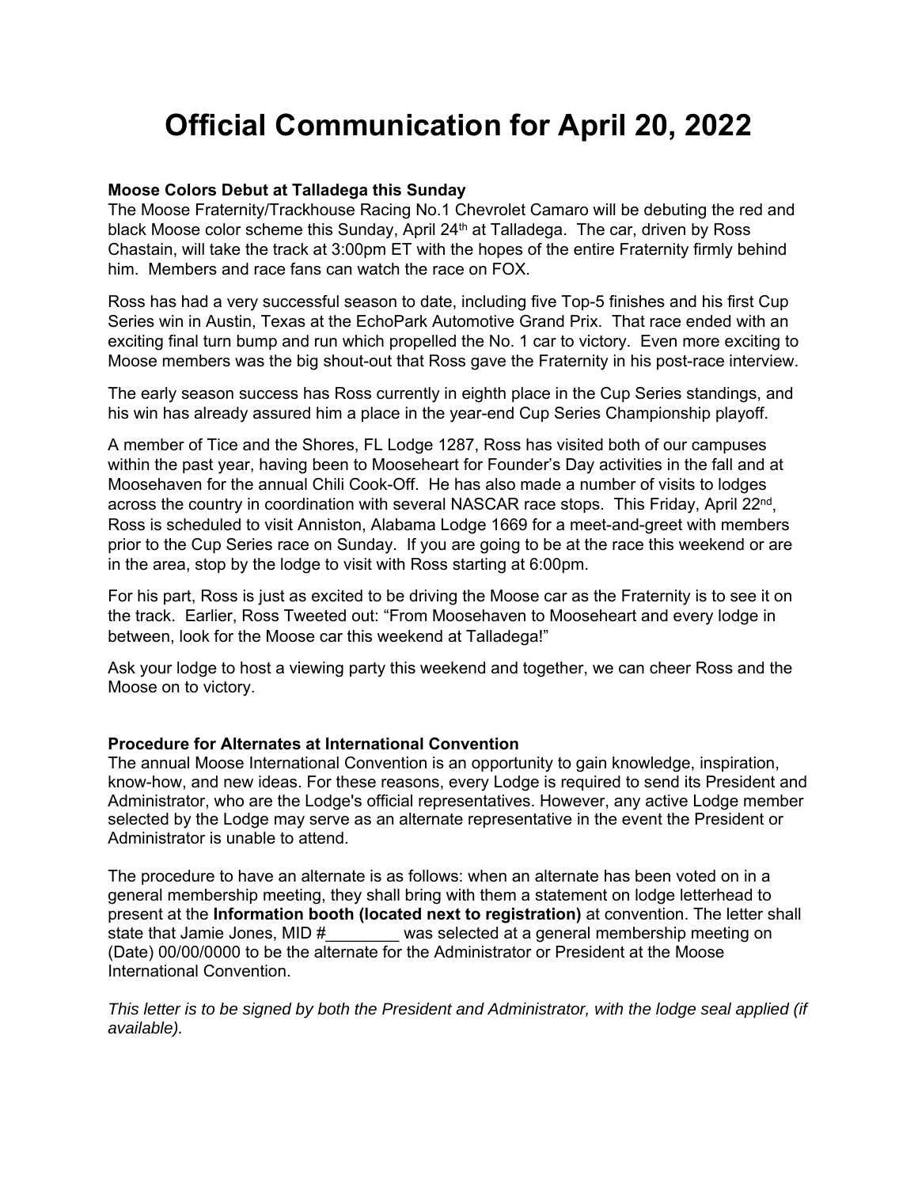# Official Communication for April 20, 2022

**Moose Colors Debut at Talladega this Sunday**

The Moose Fraternity/Trackhouse Racing No.1 Chevrolet Camaro will be debuting the red and black Moose color scheme this Sunday, April 24th at Talladega. The car, driven by Ross Chastain, will take the track at 3:00pm ET with the hopes of the entire Fraternity firmly behind him. Members and race fans can watch the race on FOX.

Ross has had a very successful season to date, including five Top-5 finishes and his first Cup Series win in Austin, Texas at the EchoPark Automotive Grand Prix. That race ended with an exciting final turn bump and run which propelled the No. 1 car to victory. Even more exciting to Moose members was the big shout-out that Ross gave the Fraternity in his post-race interview.

The early season success has Ross currently in eighth place in the Cup Series standings, and his win has already assured him a place in the year-end Cup Series Championship playoff.

A member of Tice and the Shores, FL Lodge 1287, Ross has visited both of our campuses within the past year, having been to Mooseheart for Founder's Day activities in the fall and at Moosehaven for the annual Chili Cook-Off. He has also made a number of visits to lodges across the country in coordination with several NASCAR race stops. This Friday, April 22nd, Ross is scheduled to visit Anniston, Alabama Lodge 1669 for a meet-and-greet with members prior to the Cup Series race on Sunday. If you are going to be at the race this weekend or are in the area, stop by the lodge to visit with Ross starting at 6:00pm.

For his part, Ross is just as excited to be driving the Moose car as the Fraternity is to see it on the track. Earlier, Ross Tweeted out: "From Moosehaven to Mooseheart and every lodge in between, look for the Moose car this weekend at Talladega!"

Ask your lodge to host a viewing party this weekend and together, we can cheer Ross and the Moose on to victory.

**Procedure for Alternates at International Convention**

The annual Moose International Convention is an opportunity to gain knowledge, inspiration, know-how, and new ideas. For these reasons, every Lodge is required to send its President and Administrator, who are the Lodge's official representatives. However, any active Lodge member selected by the Lodge may serve as an alternate representative in the event the President or Administrator is unable to attend.

The procedure to have an alternate is as follows: when an alternate has been voted on in a general membership meeting, they shall bring with them a statement on lodge letterhead to present at the **Information booth (located next to registration)** at convention. The letter shall state that Jamie Jones, MID #________ was selected at a general membership meeting on (Date) 00/00/0000 to be the alternate for the Administrator or President at the Moose International Convention.

*This letter is to be signed by both the President and Administrator, with the lodge seal applied (if available).*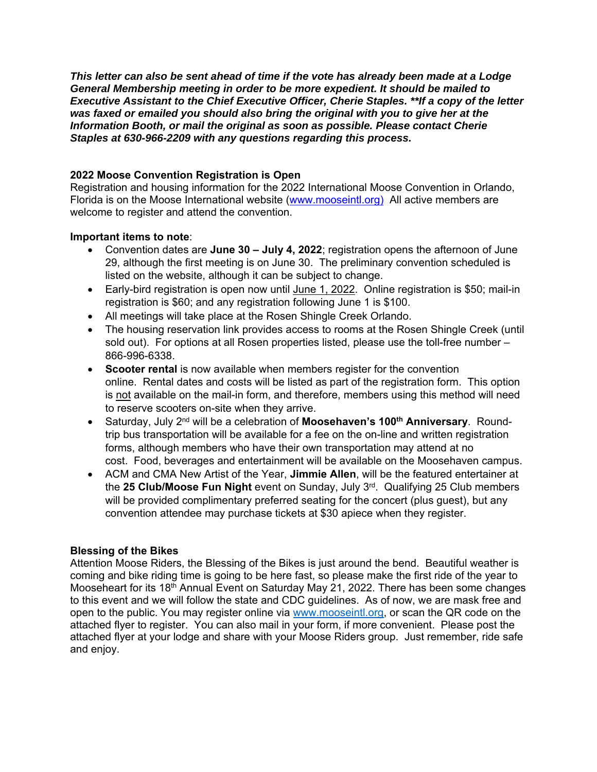***This letter can also be sent ahead of time if the vote has already been made at a Lodge General Membership meeting in order to be more expedient. It should be mailed to Executive Assistant to the Chief Executive Officer, Cherie Staples. **If a copy of the letter was faxed or emailed you should also bring the original with you to give her at the Information Booth, or mail the original as soon as possible. Please contact Cherie Staples at 630-966-2209 with any questions regarding this process.***

**2022 Moose Convention Registration is Open**
Registration and housing information for the 2022 International Moose Convention in Orlando, Florida is on the Moose International website (www.mooseintl.org) All active members are welcome to register and attend the convention.

**Important items to note**:

- Convention dates are **June 30 – July 4, 2022**; registration opens the afternoon of June 29, although the first meeting is on June 30. The preliminary convention scheduled is listed on the website, although it can be subject to change.
- Early-bird registration is open now until June 1, 2022. Online registration is $50; mail-in registration is $60; and any registration following June 1 is $100.
- All meetings will take place at the Rosen Shingle Creek Orlando.
- The housing reservation link provides access to rooms at the Rosen Shingle Creek (until sold out). For options at all Rosen properties listed, please use the toll-free number – 866-996-6338.
- **Scooter rental** is now available when members register for the convention online. Rental dates and costs will be listed as part of the registration form. This option is not available on the mail-in form, and therefore, members using this method will need to reserve scooters on-site when they arrive.
- Saturday, July 2nd will be a celebration of **Moosehaven's 100th Anniversary**. Round-trip bus transportation will be available for a fee on the on-line and written registration forms, although members who have their own transportation may attend at no cost. Food, beverages and entertainment will be available on the Moosehaven campus.
- ACM and CMA New Artist of the Year, **Jimmie Allen**, will be the featured entertainer at the **25 Club/Moose Fun Night** event on Sunday, July 3rd. Qualifying 25 Club members will be provided complimentary preferred seating for the concert (plus guest), but any convention attendee may purchase tickets at $30 apiece when they register.

**Blessing of the Bikes**
Attention Moose Riders, the Blessing of the Bikes is just around the bend. Beautiful weather is coming and bike riding time is going to be here fast, so please make the first ride of the year to Mooseheart for its 18th Annual Event on Saturday May 21, 2022. There has been some changes to this event and we will follow the state and CDC guidelines. As of now, we are mask free and open to the public. You may register online via www.mooseintl.org, or scan the QR code on the attached flyer to register. You can also mail in your form, if more convenient. Please post the attached flyer at your lodge and share with your Moose Riders group. Just remember, ride safe and enjoy.